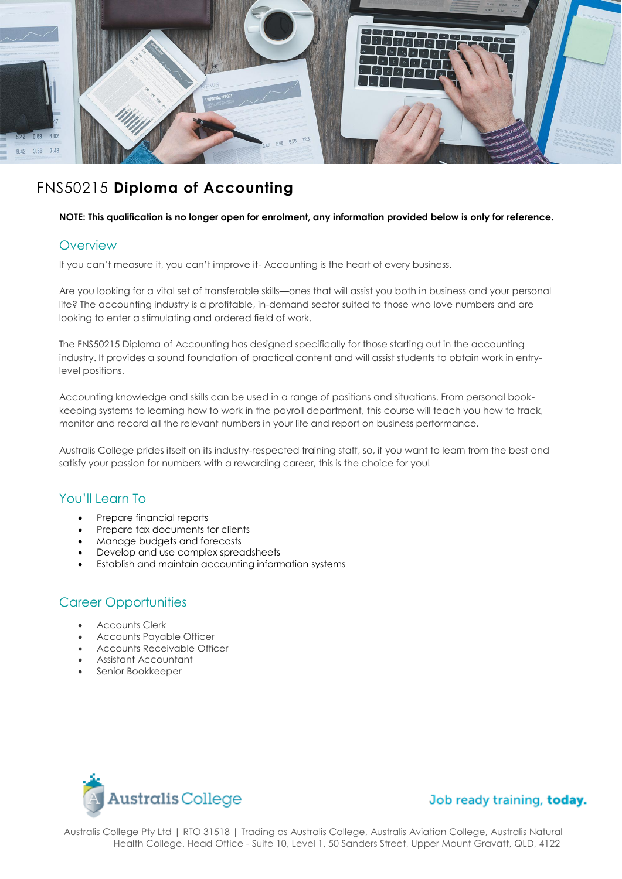# FNS50215 **Diploma of Accounting**

**NOTE: This qualification is no longer open for enrolment, any information provided below is only for reference.**

## Overview

If you can't measure it, you can't improve it- Accounting is the heart of every business.

Are you looking for a vital set of transferable skills—ones that will assist you both in business and your personal life? The accounting industry is a profitable, in-demand sector suited to those who love numbers and are looking to enter a stimulating and ordered field of work.

The FNS50215 Diploma of Accounting has designed specifically for those starting out in the accounting industry. It provides a sound foundation of practical content and will assist students to obtain work in entry-level positions.

Accounting knowledge and skills can be used in a range of positions and situations. From personal book-keeping systems to learning how to work in the payroll department, this course will teach you how to track, monitor and record all the relevant numbers in your life and report on business performance.

Australis College prides itself on its industry-respected training staff, so, if you want to learn from the best and satisfy your passion for numbers with a rewarding career, this is the choice for you!

## You'll Learn To

- Prepare financial reports
- Prepare tax documents for clients
- Manage budgets and forecasts
- Develop and use complex spreadsheets
- Establish and maintain accounting information systems

## Career Opportunities

- Accounts Clerk
- Accounts Payable Officer
- Accounts Receivable Officer
- Assistant Accountant
- Senior Bookkeeper

Australis College

Job ready training, **today.**

Australis College Pty Ltd | RTO 31518 | Trading as Australis College, Australis Aviation College, Australis Natural Health College. Head Office - Suite 10, Level 1, 50 Sanders Street, Upper Mount Gravatt, QLD, 4122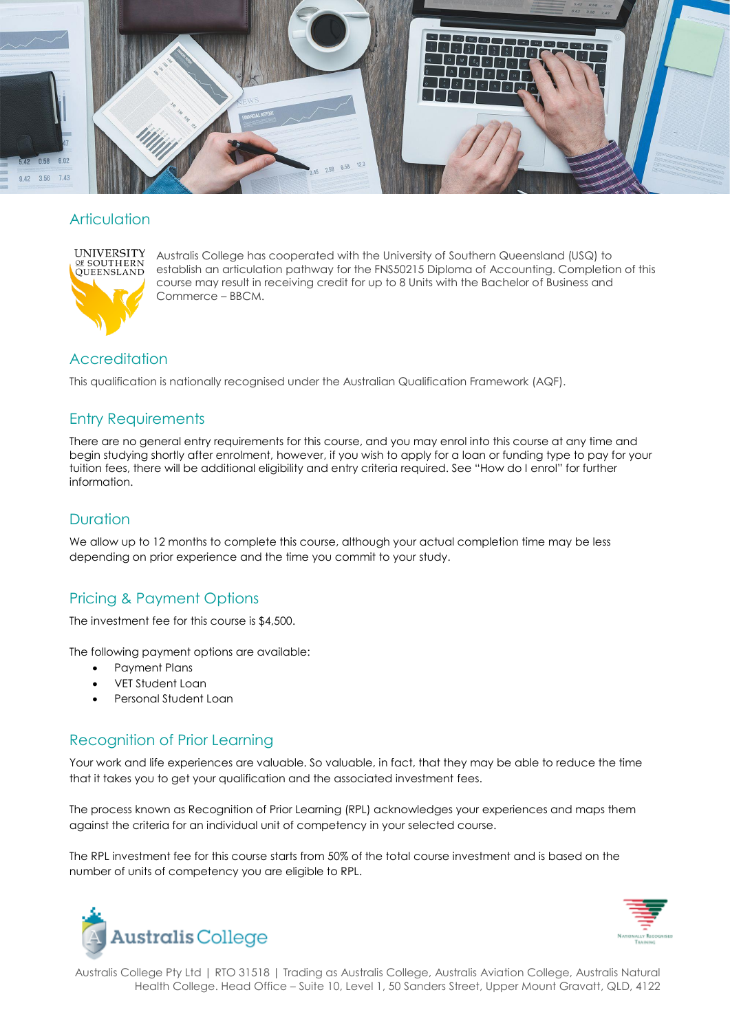## Articulation

Australis College has cooperated with the University of Southern Queensland (USQ) to establish an articulation pathway for the FNS50215 Diploma of Accounting. Completion of this course may result in receiving credit for up to 8 Units with the Bachelor of Business and Commerce – BBCM.

## Accreditation

This qualification is nationally recognised under the Australian Qualification Framework (AQF).

## Entry Requirements

There are no general entry requirements for this course, and you may enrol into this course at any time and begin studying shortly after enrolment, however, if you wish to apply for a loan or funding type to pay for your tuition fees, there will be additional eligibility and entry criteria required. See "How do I enrol" for further information.

## Duration

We allow up to 12 months to complete this course, although your actual completion time may be less depending on prior experience and the time you commit to your study.

## Pricing & Payment Options

The investment fee for this course is $4,500.

The following payment options are available:

- Payment Plans
- VET Student Loan
- Personal Student Loan

## Recognition of Prior Learning

Your work and life experiences are valuable. So valuable, in fact, that they may be able to reduce the time that it takes you to get your qualification and the associated investment fees.

The process known as Recognition of Prior Learning (RPL) acknowledges your experiences and maps them against the criteria for an individual unit of competency in your selected course.

The RPL investment fee for this course starts from 50% of the total course investment and is based on the number of units of competency you are eligible to RPL.

Australis College Pty Ltd | RTO 31518 | Trading as Australis College, Australis Aviation College, Australis Natural Health College. Head Office – Suite 10, Level 1, 50 Sanders Street, Upper Mount Gravatt, QLD, 4122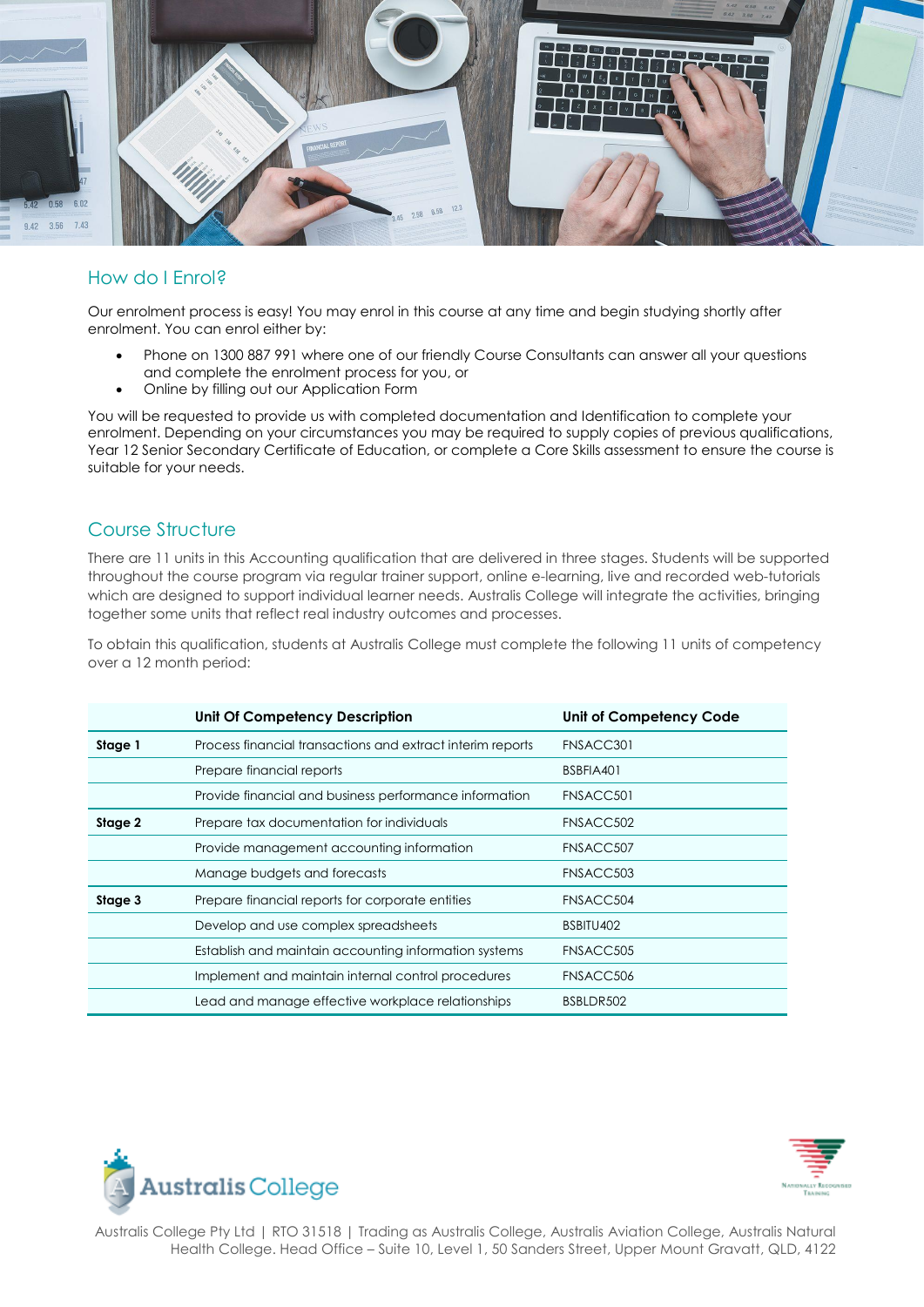## How do I Enrol?

Our enrolment process is easy! You may enrol in this course at any time and begin studying shortly after enrolment. You can enrol either by:

- Phone on 1300 887 991 where one of our friendly Course Consultants can answer all your questions and complete the enrolment process for you, or
- Online by filling out our Application Form

You will be requested to provide us with completed documentation and Identification to complete your enrolment. Depending on your circumstances you may be required to supply copies of previous qualifications, Year 12 Senior Secondary Certificate of Education, or complete a Core Skills assessment to ensure the course is suitable for your needs.

## Course Structure

There are 11 units in this Accounting qualification that are delivered in three stages. Students will be supported throughout the course program via regular trainer support, online e-learning, live and recorded web-tutorials which are designed to support individual learner needs. Australis College will integrate the activities, bringing together some units that reflect real industry outcomes and processes.

To obtain this qualification, students at Australis College must complete the following 11 units of competency over a 12 month period:

| | Unit Of Competency Description | Unit of Competency Code |
|---|---|---|
| **Stage 1** | Process financial transactions and extract interim reports | FNSACC301 |
| | Prepare financial reports | BSBFIA401 |
| | Provide financial and business performance information | FNSACC501 |
| **Stage 2** | Prepare tax documentation for individuals | FNSACC502 |
| | Provide management accounting information | FNSACC507 |
| | Manage budgets and forecasts | FNSACC503 |
| **Stage 3** | Prepare financial reports for corporate entities | FNSACC504 |
| | Develop and use complex spreadsheets | BSBITU402 |
| | Establish and maintain accounting information systems | FNSACC505 |
| | Implement and maintain internal control procedures | FNSACC506 |
| | Lead and manage effective workplace relationships | BSBLDR502 |

Australis College Pty Ltd | RTO 31518 | Trading as Australis College, Australis Aviation College, Australis Natural Health College. Head Office – Suite 10, Level 1, 50 Sanders Street, Upper Mount Gravatt, QLD, 4122